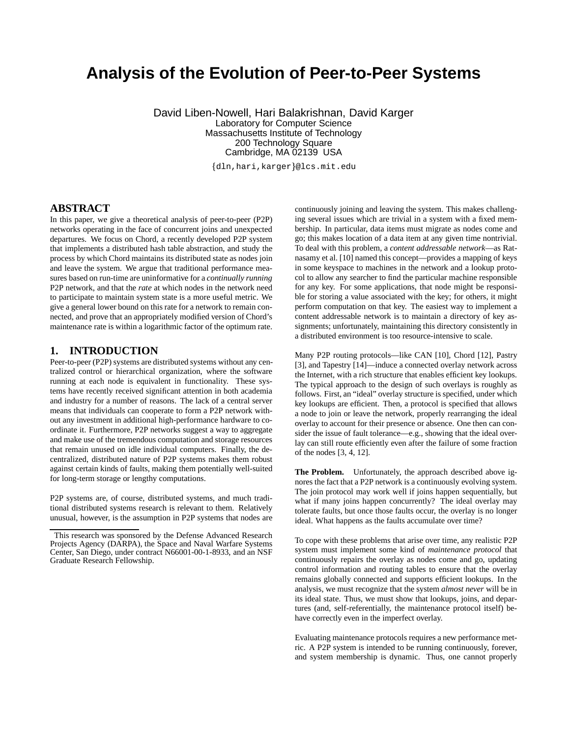# Analysis of the Evolution of Peer-to-Peer Systems

David Liben-Nowell, Hari Balakrishnan, David Karger
Laboratory for Computer Science
Massachusetts Institute of Technology
200 Technology Square
Cambridge, MA 02139 USA

{dln,hari,karger}@lcs.mit.edu

## ABSTRACT

In this paper, we give a theoretical analysis of peer-to-peer (P2P) networks operating in the face of concurrent joins and unexpected departures. We focus on Chord, a recently developed P2P system that implements a distributed hash table abstraction, and study the process by which Chord maintains its distributed state as nodes join and leave the system. We argue that traditional performance measures based on run-time are uninformative for a *continually running* P2P network, and that the *rate* at which nodes in the network need to participate to maintain system state is a more useful metric. We give a general lower bound on this rate for a network to remain connected, and prove that an appropriately modified version of Chord's maintenance rate is within a logarithmic factor of the optimum rate.

## 1. INTRODUCTION

Peer-to-peer (P2P) systems are distributed systems without any centralized control or hierarchical organization, where the software running at each node is equivalent in functionality. These systems have recently received significant attention in both academia and industry for a number of reasons. The lack of a central server means that individuals can cooperate to form a P2P network without any investment in additional high-performance hardware to coordinate it. Furthermore, P2P networks suggest a way to aggregate and make use of the tremendous computation and storage resources that remain unused on idle individual computers. Finally, the decentralized, distributed nature of P2P systems makes them robust against certain kinds of faults, making them potentially well-suited for long-term storage or lengthy computations.

P2P systems are, of course, distributed systems, and much traditional distributed systems research is relevant to them. Relatively unusual, however, is the assumption in P2P systems that nodes are continuously joining and leaving the system. This makes challenging several issues which are trivial in a system with a fixed membership. In particular, data items must migrate as nodes come and go; this makes location of a data item at any given time nontrivial. To deal with this problem, a *content addressable network*—as Ratnasamy et al. [10] named this concept—provides a mapping of keys in some keyspace to machines in the network and a lookup protocol to allow any searcher to find the particular machine responsible for any key. For some applications, that node might be responsible for storing a value associated with the key; for others, it might perform computation on that key. The easiest way to implement a content addressable network is to maintain a directory of key assignments; unfortunately, maintaining this directory consistently in a distributed environment is too resource-intensive to scale.

Many P2P routing protocols—like CAN [10], Chord [12], Pastry [3], and Tapestry [14]—induce a connected overlay network across the Internet, with a rich structure that enables efficient key lookups. The typical approach to the design of such overlays is roughly as follows. First, an "ideal" overlay structure is specified, under which key lookups are efficient. Then, a protocol is specified that allows a node to join or leave the network, properly rearranging the ideal overlay to account for their presence or absence. One then can consider the issue of fault tolerance—e.g., showing that the ideal overlay can still route efficiently even after the failure of some fraction of the nodes [3, 4, 12].

**The Problem.** Unfortunately, the approach described above ignores the fact that a P2P network is a continuously evolving system. The join protocol may work well if joins happen sequentially, but what if many joins happen concurrently? The ideal overlay may tolerate faults, but once those faults occur, the overlay is no longer ideal. What happens as the faults accumulate over time?

To cope with these problems that arise over time, any realistic P2P system must implement some kind of *maintenance protocol* that continuously repairs the overlay as nodes come and go, updating control information and routing tables to ensure that the overlay remains globally connected and supports efficient lookups. In the analysis, we must recognize that the system *almost never* will be in its ideal state. Thus, we must show that lookups, joins, and departures (and, self-referentially, the maintenance protocol itself) behave correctly even in the imperfect overlay.

Evaluating maintenance protocols requires a new performance metric. A P2P system is intended to be running continuously, forever, and system membership is dynamic. Thus, one cannot properly

This research was sponsored by the Defense Advanced Research Projects Agency (DARPA), the Space and Naval Warfare Systems Center, San Diego, under contract N66001-00-1-8933, and an NSF Graduate Research Fellowship.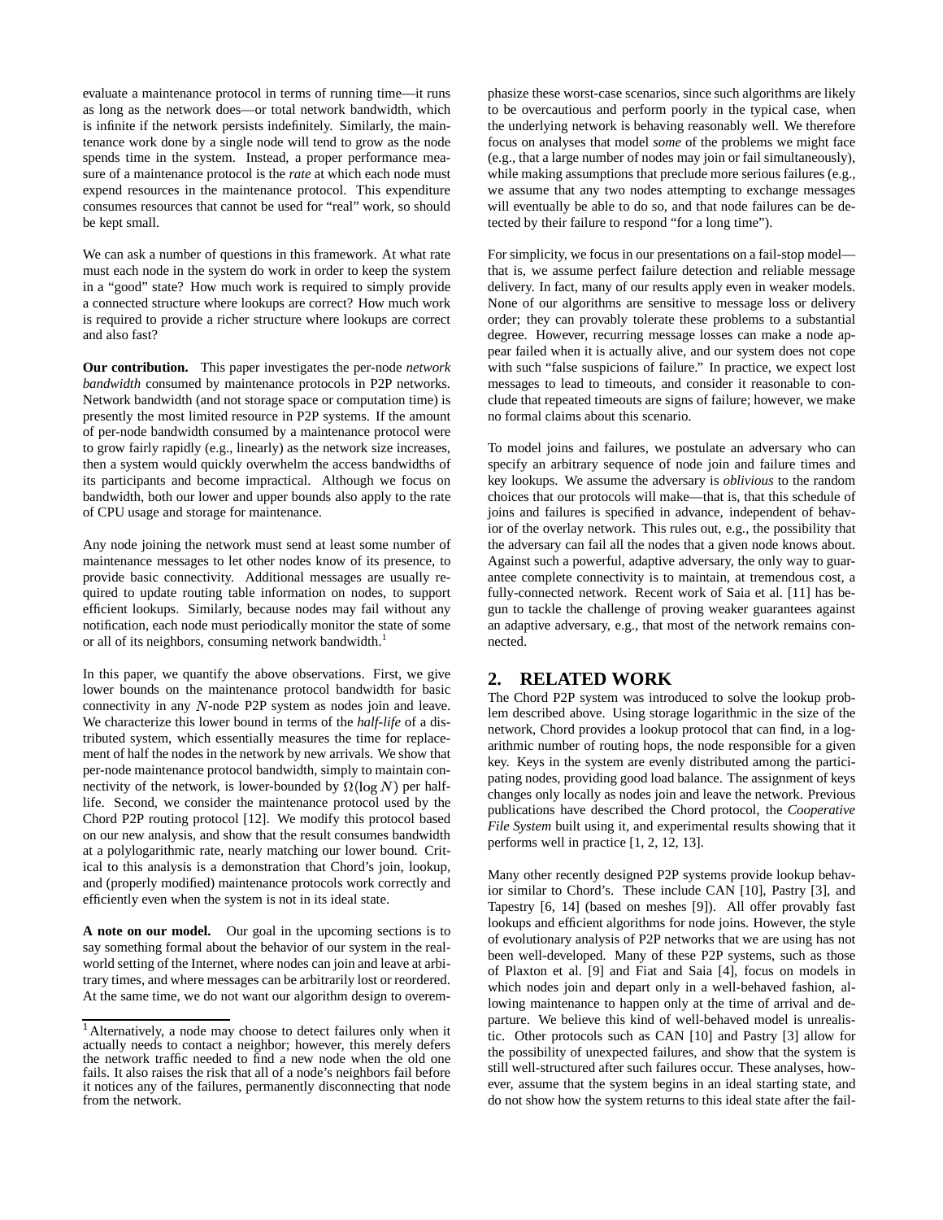evaluate a maintenance protocol in terms of running time—it runs as long as the network does—or total network bandwidth, which is infinite if the network persists indefinitely. Similarly, the maintenance work done by a single node will tend to grow as the node spends time in the system. Instead, a proper performance measure of a maintenance protocol is the *rate* at which each node must expend resources in the maintenance protocol. This expenditure consumes resources that cannot be used for "real" work, so should be kept small.

We can ask a number of questions in this framework. At what rate must each node in the system do work in order to keep the system in a "good" state? How much work is required to simply provide a connected structure where lookups are correct? How much work is required to provide a richer structure where lookups are correct and also fast?

**Our contribution.** This paper investigates the per-node *network bandwidth* consumed by maintenance protocols in P2P networks. Network bandwidth (and not storage space or computation time) is presently the most limited resource in P2P systems. If the amount of per-node bandwidth consumed by a maintenance protocol were to grow fairly rapidly (e.g., linearly) as the network size increases, then a system would quickly overwhelm the access bandwidths of its participants and become impractical. Although we focus on bandwidth, both our lower and upper bounds also apply to the rate of CPU usage and storage for maintenance.

Any node joining the network must send at least some number of maintenance messages to let other nodes know of its presence, to provide basic connectivity. Additional messages are usually required to update routing table information on nodes, to support efficient lookups. Similarly, because nodes may fail without any notification, each node must periodically monitor the state of some or all of its neighbors, consuming network bandwidth.[1]

In this paper, we quantify the above observations. First, we give lower bounds on the maintenance protocol bandwidth for basic connectivity in any $N$-node P2P system as nodes join and leave. We characterize this lower bound in terms of the *half-life* of a distributed system, which essentially measures the time for replacement of half the nodes in the network by new arrivals. We show that per-node maintenance protocol bandwidth, simply to maintain connectivity of the network, is lower-bounded by $\Omega(\log N)$ per half-life. Second, we consider the maintenance protocol used by the Chord P2P routing protocol [12]. We modify this protocol based on our new analysis, and show that the result consumes bandwidth at a polylogarithmic rate, nearly matching our lower bound. Critical to this analysis is a demonstration that Chord's join, lookup, and (properly modified) maintenance protocols work correctly and efficiently even when the system is not in its ideal state.

**A note on our model.** Our goal in the upcoming sections is to say something formal about the behavior of our system in the real-world setting of the Internet, where nodes can join and leave at arbitrary times, and where messages can be arbitrarily lost or reordered. At the same time, we do not want our algorithm design to overemphasize these worst-case scenarios, since such algorithms are likely to be overcautious and perform poorly in the typical case, when the underlying network is behaving reasonably well. We therefore focus on analyses that model *some* of the problems we might face (e.g., that a large number of nodes may join or fail simultaneously), while making assumptions that preclude more serious failures (e.g., we assume that any two nodes attempting to exchange messages will eventually be able to do so, and that node failures can be detected by their failure to respond "for a long time").

For simplicity, we focus in our presentations on a fail-stop model—that is, we assume perfect failure detection and reliable message delivery. In fact, many of our results apply even in weaker models. None of our algorithms are sensitive to message loss or delivery order; they can provably tolerate these problems to a substantial degree. However, recurring message losses can make a node appear failed when it is actually alive, and our system does not cope with such "false suspicions of failure." In practice, we expect lost messages to lead to timeouts, and consider it reasonable to conclude that repeated timeouts are signs of failure; however, we make no formal claims about this scenario.

To model joins and failures, we postulate an adversary who can specify an arbitrary sequence of node join and failure times and key lookups. We assume the adversary is *oblivious* to the random choices that our protocols will make—that is, that this schedule of joins and failures is specified in advance, independent of behavior of the overlay network. This rules out, e.g., the possibility that the adversary can fail all the nodes that a given node knows about. Against such a powerful, adaptive adversary, the only way to guarantee complete connectivity is to maintain, at tremendous cost, a fully-connected network. Recent work of Saia et al. [11] has begun to tackle the challenge of proving weaker guarantees against an adaptive adversary, e.g., that most of the network remains connected.

## 2. RELATED WORK

The Chord P2P system was introduced to solve the lookup problem described above. Using storage logarithmic in the size of the network, Chord provides a lookup protocol that can find, in a logarithmic number of routing hops, the node responsible for a given key. Keys in the system are evenly distributed among the participating nodes, providing good load balance. The assignment of keys changes only locally as nodes join and leave the network. Previous publications have described the Chord protocol, the *Cooperative File System* built using it, and experimental results showing that it performs well in practice [1, 2, 12, 13].

Many other recently designed P2P systems provide lookup behavior similar to Chord's. These include CAN [10], Pastry [3], and Tapestry [6, 14] (based on meshes [9]). All offer provably fast lookups and efficient algorithms for node joins. However, the style of evolutionary analysis of P2P networks that we are using has not been well-developed. Many of these P2P systems, such as those of Plaxton et al. [9] and Fiat and Saia [4], focus on models in which nodes join and depart only in a well-behaved fashion, allowing maintenance to happen only at the time of arrival and departure. We believe this kind of well-behaved model is unrealistic. Other protocols such as CAN [10] and Pastry [3] allow for the possibility of unexpected failures, and show that the system is still well-structured after such failures occur. These analyses, however, assume that the system begins in an ideal starting state, and do not show how the system returns to this ideal state after the fail-

[1] Alternatively, a node may choose to detect failures only when it actually needs to contact a neighbor; however, this merely defers the network traffic needed to find a new node when the old one fails. It also raises the risk that all of a node's neighbors fail before it notices any of the failures, permanently disconnecting that node from the network.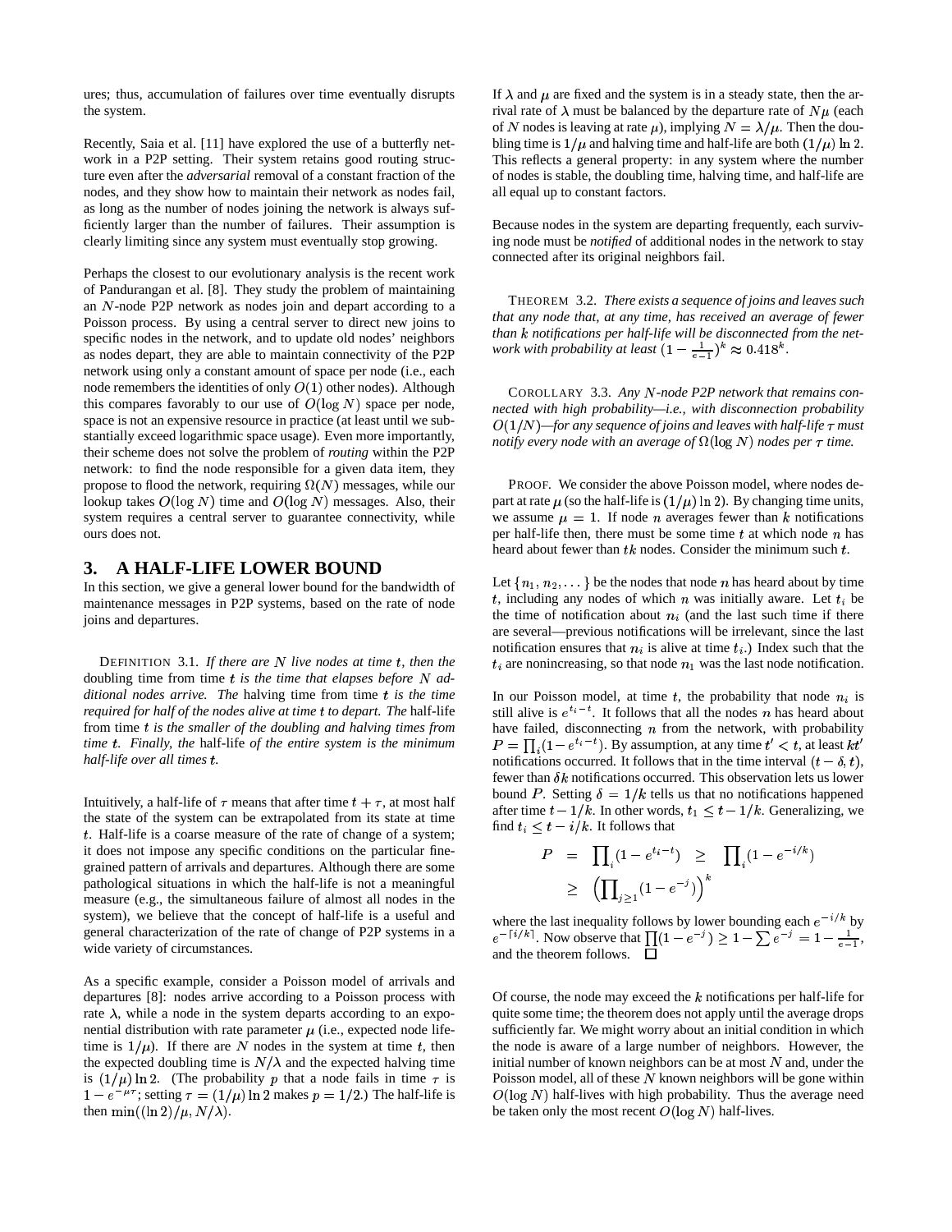ures; thus, accumulation of failures over time eventually disrupts the system.

Recently, Saia et al. [11] have explored the use of a butterfly network in a P2P setting. Their system retains good routing structure even after the *adversarial* removal of a constant fraction of the nodes, and they show how to maintain their network as nodes fail, as long as the number of nodes joining the network is always sufficiently larger than the number of failures. Their assumption is clearly limiting since any system must eventually stop growing.

Perhaps the closest to our evolutionary analysis is the recent work of Pandurangan et al. [8]. They study the problem of maintaining an $N$-node P2P network as nodes join and depart according to a Poisson process. By using a central server to direct new joins to specific nodes in the network, and to update old nodes' neighbors as nodes depart, they are able to maintain connectivity of the P2P network using only a constant amount of space per node (i.e., each node remembers the identities of only $O(1)$ other nodes). Although this compares favorably to our use of $O(\log N)$ space per node, space is not an expensive resource in practice (at least until we substantially exceed logarithmic space usage). Even more importantly, their scheme does not solve the problem of *routing* within the P2P network: to find the node responsible for a given data item, they propose to flood the network, requiring $\Omega(N)$ messages, while our lookup takes $O(\log N)$ time and $O(\log N)$ messages. Also, their system requires a central server to guarantee connectivity, while ours does not.

## 3. A HALF-LIFE LOWER BOUND

In this section, we give a general lower bound for the bandwidth of maintenance messages in P2P systems, based on the rate of node joins and departures.

DEFINITION 3.1. *If there are $N$ live nodes at time $t$, then the* doubling time from time $t$ *is the time that elapses before $N$ additional nodes arrive. The* halving time from time $t$ *is the time required for half of the nodes alive at time $t$ to depart. The* half-life *from time $t$ is the smaller of the doubling and halving times from time $t$. Finally, the* half-life *of the entire system is the minimum half-life over all times $t$.*

Intuitively, a half-life of $\tau$ means that after time $t+\tau$, at most half the state of the system can be extrapolated from its state at time $t$. Half-life is a coarse measure of the rate of change of a system; it does not impose any specific conditions on the particular fine-grained pattern of arrivals and departures. Although there are some pathological situations in which the half-life is not a meaningful measure (e.g., the simultaneous failure of almost all nodes in the system), we believe that the concept of half-life is a useful and general characterization of the rate of change of P2P systems in a wide variety of circumstances.

As a specific example, consider a Poisson model of arrivals and departures [8]: nodes arrive according to a Poisson process with rate $\lambda$, while a node in the system departs according to an exponential distribution with rate parameter $\mu$ (i.e., expected node lifetime is $1/\mu$). If there are $N$ nodes in the system at time $t$, then the expected doubling time is $N/\lambda$ and the expected halving time is $(1/\mu)\ln 2$. (The probability $p$ that a node fails in time $\tau$ is $1-e^{-\mu\tau}$; setting $\tau = (1/\mu)\ln 2$ makes $p = 1/2$.) The half-life is then $\min((\ln 2)/\mu, N/\lambda)$.

If $\lambda$ and $\mu$ are fixed and the system is in a steady state, then the arrival rate of $\lambda$ must be balanced by the departure rate of $N\mu$ (each of $N$ nodes is leaving at rate $\mu$), implying $N = \lambda/\mu$. Then the doubling time is $1/\mu$ and halving time and half-life are both $(1/\mu)\ln 2$. This reflects a general property: in any system where the number of nodes is stable, the doubling time, halving time, and half-life are all equal up to constant factors.

Because nodes in the system are departing frequently, each surviving node must be *notified* of additional nodes in the network to stay connected after its original neighbors fail.

THEOREM 3.2. *There exists a sequence of joins and leaves such that any node that, at any time, has received an average of fewer than $k$ notifications per half-life will be disconnected from the network with probability at least $(1-\frac{1}{e-1})^k \approx 0.418^k$.*

COROLLARY 3.3. *Any $N$-node P2P network that remains connected with high probability—i.e., with disconnection probability $O(1/N)$—for any sequence of joins and leaves with half-life $\tau$ must notify every node with an average of $\Omega(\log N)$ nodes per $\tau$ time.*

PROOF. We consider the above Poisson model, where nodes depart at rate $\mu$ (so the half-life is $(1/\mu)\ln 2$). By changing time units, we assume $\mu = 1$. If node $n$ averages fewer than $k$ notifications per half-life then, there must be some time $t$ at which node $n$ has heard about fewer than $tk$ nodes. Consider the minimum such $t$.

Let $\{n_1, n_2, \dots\}$ be the nodes that node $n$ has heard about by time $t$, including any nodes of which $n$ was initially aware. Let $t_i$ be the time of notification about $n_i$ (and the last such time if there are several—previous notifications will be irrelevant, since the last notification ensures that $n_i$ is alive at time $t_i$.) Index such that the $t_i$ are nonincreasing, so that node $n_1$ was the last node notification.

In our Poisson model, at time $t$, the probability that node $n_i$ is still alive is $e^{t_i - t}$. It follows that all the nodes $n$ has heard about have failed, disconnecting $n$ from the network, with probability $P = \prod_i (1-e^{t_i-t})$. By assumption, at any time $t' < t$, at least $kt'$ notifications occurred. It follows that in the time interval $(t-\delta, t)$, fewer than $\delta k$ notifications occurred. This observation lets us lower bound $P$. Setting $\delta = 1/k$ tells us that no notifications happened after time $t - 1/k$. In other words, $t_1 \le t - 1/k$. Generalizing, we find $t_i \le t - i/k$. It follows that

$$
\begin{aligned}
P &= \prod_i (1-e^{t_i-t}) \;\ge\; \prod_i (1-e^{-i/k}) \\
&\ge \left(\prod_{j\ge 1}(1-e^{-j})\right)^k
\end{aligned}
$$

where the last inequality follows by lower bounding each $e^{-i/k}$ by $e^{-\lceil i/k \rceil}$. Now observe that $\prod(1-e^{-j}) \ge 1 - \sum e^{-j} = 1 - \frac{1}{e-1}$, and the theorem follows. $\square$

Of course, the node may exceed the $k$ notifications per half-life for quite some time; the theorem does not apply until the average drops sufficiently far. We might worry about an initial condition in which the node is aware of a large number of neighbors. However, the initial number of known neighbors can be at most $N$ and, under the Poisson model, all of these $N$ known neighbors will be gone within $O(\log N)$ half-lives with high probability. Thus the average need be taken only the most recent $O(\log N)$ half-lives.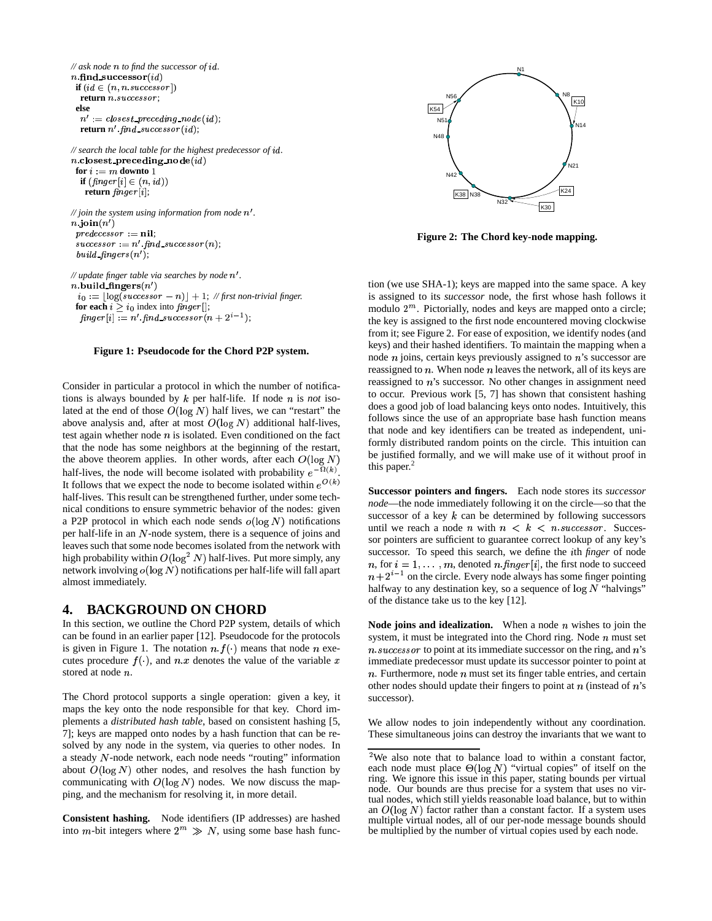```
// ask node n to find the successor of id.
n.find_successor(id)
  if (id ∈ (n, n.successor])
    return n.successor;
  else
    n' := closest_preceding_node(id);
    return n'.find_successor(id);

// search the local table for the highest predecessor of id.
n.closest_preceding_node(id)
  for i := m downto 1
    if (finger[i] ∈ (n, id))
      return finger[i];

// join the system using information from node n'.
n.join(n')
  predecessor := nil;
  successor := n'.find_successor(n);
  build_fingers(n');

// update finger table via searches by node n'.
n.build_fingers(n')
  i0 := ⌊log(successor − n)⌋ + 1; // first non-trivial finger.
  for each i ≥ i0 index into finger[];
    finger[i] := n'.find_successor(n + 2^(i−1));
```

**Figure 1: Pseudocode for the Chord P2P system.**

Consider in particular a protocol in which the number of notifications is always bounded by $k$ per half-life. If node $n$ is *not* isolated at the end of those $O(\log N)$ half lives, we can "restart" the above analysis and, after at most $O(\log N)$ additional half-lives, test again whether node $n$ is isolated. Even conditioned on the fact that the node has some neighbors at the beginning of the restart, the above theorem applies. In other words, after each $O(\log N)$ half-lives, the node will become isolated with probability $e^{-\Omega(k)}$. It follows that we expect the node to become isolated within $e^{O(k)}$ half-lives. This result can be strengthened further, under some technical conditions to ensure symmetric behavior of the nodes: given a P2P protocol in which each node sends $o(\log N)$ notifications per half-life in an $N$-node system, there is a sequence of joins and leaves such that some node becomes isolated from the network with high probability within $O(\log^2 N)$ half-lives. Put more simply, any network involving $o(\log N)$ notifications per half-life will fall apart almost immediately.

## 4. BACKGROUND ON CHORD

In this section, we outline the Chord P2P system, details of which can be found in an earlier paper [12]. Pseudocode for the protocols is given in Figure 1. The notation $n.f(\cdot)$ means that node $n$ executes procedure $f(\cdot)$, and $n.x$ denotes the value of the variable $x$ stored at node $n$.

The Chord protocol supports a single operation: given a key, it maps the key onto the node responsible for that key. Chord implements a *distributed hash table*, based on consistent hashing [5, 7]; keys are mapped onto nodes by a hash function that can be resolved by any node in the system, via queries to other nodes. In a steady $N$-node network, each node resolves the hash function by communicating with $O(\log N)$ nodes. We now discuss the mapping, and the mechanism for resolving it, in more detail.

**Consistent hashing.** Node identifiers (IP addresses) are hashed into $m$-bit integers where $2^m \gg N$, using some base hash function (we use SHA-1); keys are mapped into the same space. A key is assigned to its *successor* node, the first whose hash follows it modulo $2^m$. Pictorially, nodes and keys are mapped onto a circle; the key is assigned to the first node encountered moving clockwise from it; see Figure 2. For ease of exposition, we identify nodes (and keys) and their hashed identifiers. To maintain the mapping when a node $n$ joins, certain keys previously assigned to $n$'s successor are reassigned to $n$. When node $n$ leaves the network, all of its keys are reassigned to $n$'s successor. No other changes in assignment need to occur. Previous work [5, 7] has shown that consistent hashing does a good job of load balancing keys onto nodes. Intuitively, this follows since the use of an appropriate base hash function means that node and key identifiers can be treated as independent, uniformly distributed random points on the circle. This intuition can be justified formally, and we will make use of it without proof in this paper.[2]

**Figure 2: The Chord key-node mapping.**

**Successor pointers and fingers.** Each node stores its *successor node*—the node immediately following it on the circle—so that the successor of a key $k$ can be determined by following successors until we reach a node $n$ with $n < k < n.successor$. Successor pointers are sufficient to guarantee correct lookup of any key's successor. To speed this search, we define the $i$th *finger* of node $n$, for $i = 1, \ldots, m$, denoted $n.finger[i]$, the first node to succeed $n + 2^{i-1}$ on the circle. Every node always has some finger pointing halfway to any destination key, so a sequence of $\log N$ "halvings" of the distance take us to the key [12].

**Node joins and idealization.** When a node $n$ wishes to join the system, it must be integrated into the Chord ring. Node $n$ must set $n.successor$ to point at its immediate successor on the ring, and $n$'s immediate predecessor must update its successor pointer to point at $n$. Furthermore, node $n$ must set its finger table entries, and certain other nodes should update their fingers to point at $n$ (instead of $n$'s successor).

We allow nodes to join independently without any coordination. These simultaneous joins can destroy the invariants that we want to

[2] We also note that to balance load to within a constant factor, each node must place $\Theta(\log N)$ "virtual copies" of itself on the ring. We ignore this issue in this paper, stating bounds per virtual node. Our bounds are thus precise for a system that uses no virtual nodes, which still yields reasonable load balance, but to within an $O(\log N)$ factor rather than a constant factor. If a system uses multiple virtual nodes, all of our per-node message bounds should be multiplied by the number of virtual copies used by each node.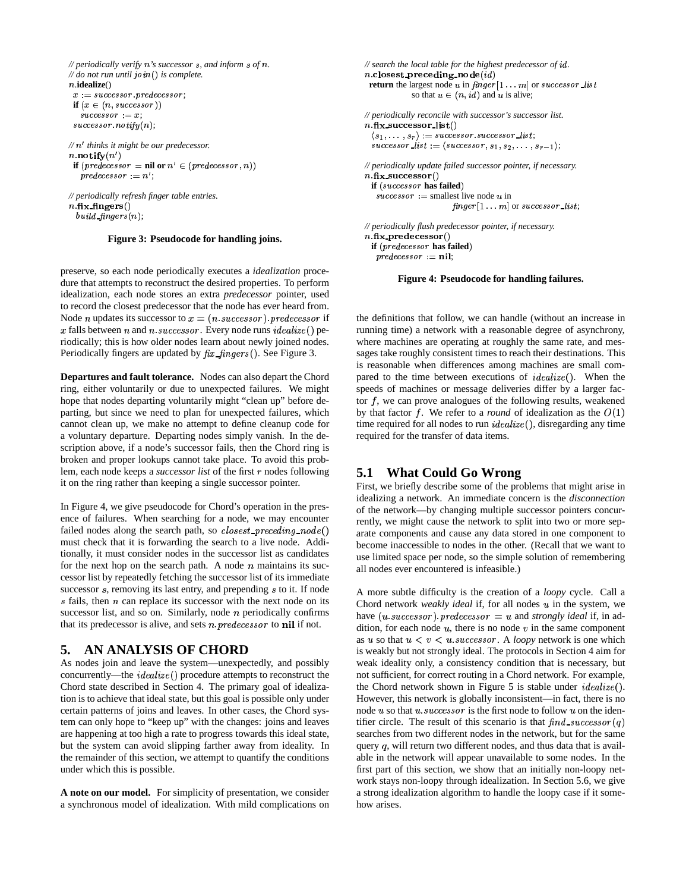```
// periodically verify n's successor s, and inform s of n.
// do not run until join() is complete.
n.idealize()
  x := successor.predecessor;
  if (x ∈ (n, successor))
    successor := x;
  successor.notify(n);

// n' thinks it might be our predecessor.
n.notify(n')
  if (predecessor = nil or n' ∈ (predecessor, n))
    predecessor := n';

// periodically refresh finger table entries.
n.fix_fingers()
  build_fingers(n);
```

**Figure 3: Pseudocode for handling joins.**

preserve, so each node periodically executes a *idealization* procedure that attempts to reconstruct the desired properties. To perform idealization, each node stores an extra *predecessor* pointer, used to record the closest predecessor that the node has ever heard from. Node $n$ updates its successor to $x = (n.successor).predecessor$ if $x$ falls between $n$ and $n.successor$. Every node runs $idealize()$ periodically; this is how older nodes learn about newly joined nodes. Periodically fingers are updated by $fix\_fingers()$. See Figure 3.

**Departures and fault tolerance.** Nodes can also depart the Chord ring, either voluntarily or due to unexpected failures. We might hope that nodes departing voluntarily might "clean up" before departing, but since we need to plan for unexpected failures, which cannot clean up, we make no attempt to define cleanup code for a voluntary departure. Departing nodes simply vanish. In the description above, if a node's successor fails, then the Chord ring is broken and proper lookups cannot take place. To avoid this problem, each node keeps a *successor list* of the first $r$ nodes following it on the ring rather than keeping a single successor pointer.

In Figure 4, we give pseudocode for Chord's operation in the presence of failures. When searching for a node, we may encounter failed nodes along the search path, so $closest\_preceding\_node()$ must check that it is forwarding the search to a live node. Additionally, it must consider nodes in the successor list as candidates for the next hop on the search path. A node $n$ maintains its successor list by repeatedly fetching the successor list of its immediate successor $s$, removing its last entry, and prepending $s$ to it. If node $s$ fails, then $n$ can replace its successor with the next node on its successor list, and so on. Similarly, node $n$ periodically confirms that its predecessor is alive, and sets $n.predecessor$ to **nil** if not.

# 5. AN ANALYSIS OF CHORD

As nodes join and leave the system—unexpectedly, and possibly concurrently—the $idealize()$ procedure attempts to reconstruct the Chord state described in Section 4. The primary goal of idealization is to achieve that ideal state, but this goal is possible only under certain patterns of joins and leaves. In other cases, the Chord system can only hope to "keep up" with the changes: joins and leaves are happening at too high a rate to progress towards this ideal state, but the system can avoid slipping farther away from ideality. In the remainder of this section, we attempt to quantify the conditions under which this is possible.

**A note on our model.** For simplicity of presentation, we consider a synchronous model of idealization. With mild complications on the definitions that follow, we can handle (without an increase in running time) a network with a reasonable degree of asynchrony, where machines are operating at roughly the same rate, and messages take roughly consistent times to reach their destinations. This is reasonable when differences among machines are small compared to the time between executions of $idealize()$. When the speeds of machines or message deliveries differ by a larger factor $f$, we can prove analogues of the following results, weakened by that factor $f$. We refer to a *round* of idealization as the $O(1)$ time required for all nodes to run $idealize()$, disregarding any time required for the transfer of data items.

```
// search the local table for the highest predecessor of id.
n.closest_preceding_node(id)
  return the largest node u in finger[1...m] or successor_list
         so that u ∈ (n, id) and u is alive;

// periodically reconcile with successor's successor list.
n.fix_successor_list()
  ⟨s_1, ..., s_r⟩ := successor.successor_list;
  successor_list := ⟨successor, s_1, s_2, ..., s_{r-1}⟩;

// periodically update failed successor pointer, if necessary.
n.fix_successor()
  if (successor has failed)
    successor := smallest live node u in
                 finger[1...m] or successor_list;

// periodically flush predecessor pointer, if necessary.
n.fix_predecessor()
  if (predecessor has failed)
    predecessor := nil;
```

**Figure 4: Pseudocode for handling failures.**

## 5.1 What Could Go Wrong

First, we briefly describe some of the problems that might arise in idealizing a network. An immediate concern is the *disconnection* of the network—by changing multiple successor pointers concurrently, we might cause the network to split into two or more separate components and cause any data stored in one component to become inaccessible to nodes in the other. (Recall that we want to use limited space per node, so the simple solution of remembering all nodes ever encountered is infeasible.)

A more subtle difficulty is the creation of a *loopy* cycle. Call a Chord network *weakly ideal* if, for all nodes $u$ in the system, we have $(u.successor).predecessor = u$ and *strongly ideal* if, in addition, for each node $u$, there is no node $v$ in the same component as $u$ so that $u < v < u.successor$. A *loopy* network is one which is weakly but not strongly ideal. The protocols in Section 4 aim for weak ideality only, a consistency condition that is necessary, but not sufficient, for correct routing in a Chord network. For example, the Chord network shown in Figure 5 is stable under $idealize()$. However, this network is globally inconsistent—in fact, there is no node $u$ so that $u.successor$ is the first node to follow $u$ on the identifier circle. The result of this scenario is that $find\_successor(q)$ searches from two different nodes in the network, but for the same query $q$, will return two different nodes, and thus data that is available in the network will appear unavailable to some nodes. In the first part of this section, we show that an initially non-loopy network stays non-loopy through idealization. In Section 5.6, we give a strong idealization algorithm to handle the loopy case if it somehow arises.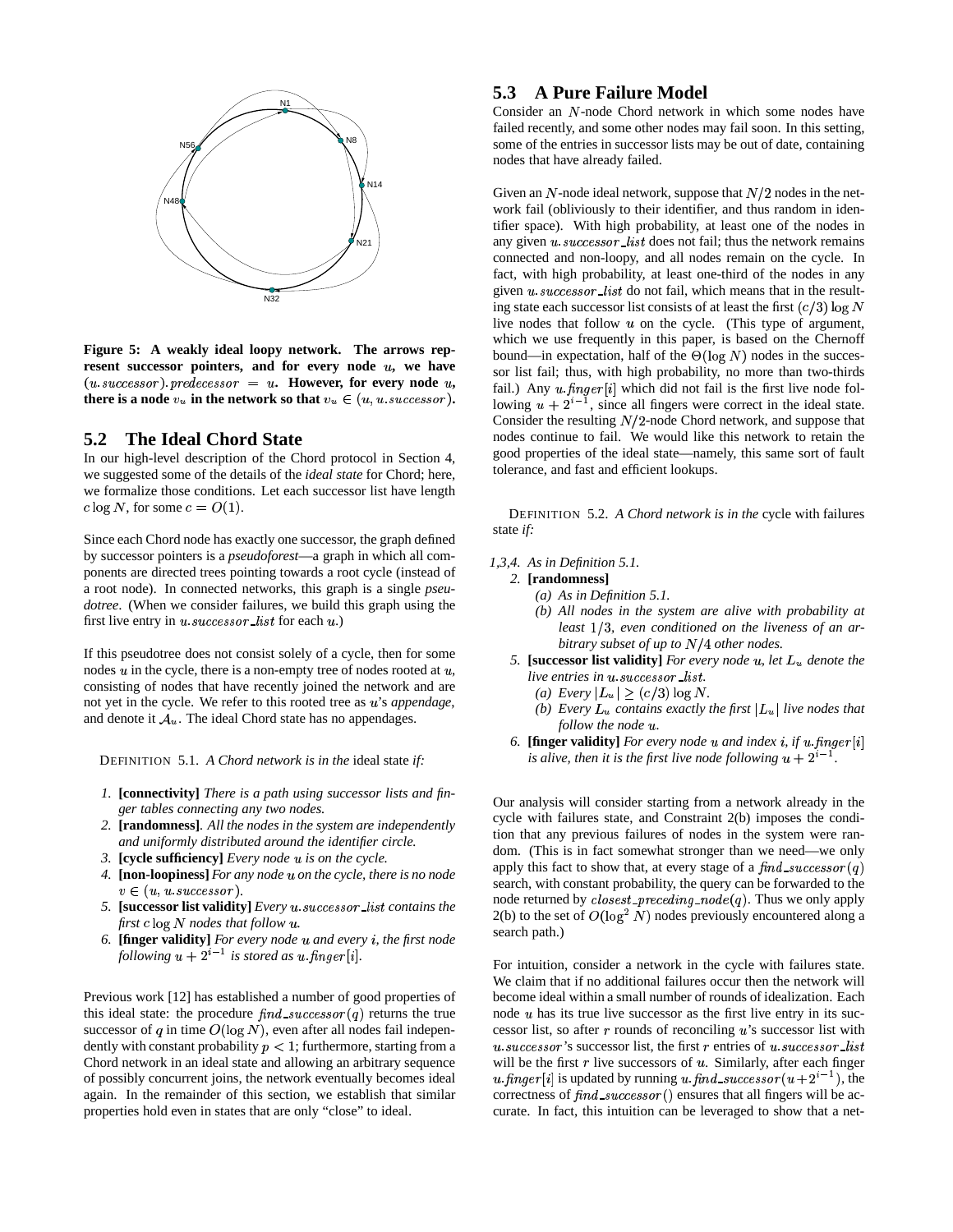**Figure 5: A weakly ideal loopy network. The arrows represent successor pointers, and for every node $u$, we have $(u.successor).predecessor = u$. However, for every node $u$, there is a node $v_u$ in the network so that $v_u \in (u, u.successor)$.**

## 5.2 The Ideal Chord State

In our high-level description of the Chord protocol in Section 4, we suggested some of the details of the *ideal state* for Chord; here, we formalize those conditions. Let each successor list have length $c \log N$, for some $c = O(1)$.

Since each Chord node has exactly one successor, the graph defined by successor pointers is a *pseudoforest*—a graph in which all components are directed trees pointing towards a root cycle (instead of a root node). In connected networks, this graph is a single *pseudotree*. (When we consider failures, we build this graph using the first live entry in $u.successor\_list$ for each $u$.)

If this pseudotree does not consist solely of a cycle, then for some nodes $u$ in the cycle, there is a non-empty tree of nodes rooted at $u$, consisting of nodes that have recently joined the network and are not yet in the cycle. We refer to this rooted tree as $u$'s *appendage*, and denote it $\mathcal{A}_u$. The ideal Chord state has no appendages.

DEFINITION 5.1. *A Chord network is in the* ideal state *if:*

1. **[connectivity]** *There is a path using successor lists and finger tables connecting any two nodes.*
2. **[randomness]**. *All the nodes in the system are independently and uniformly distributed around the identifier circle.*
3. **[cycle sufficiency]** *Every node $u$ is on the cycle.*
4. **[non-loopiness]** *For any node $u$ on the cycle, there is no node $v \in (u, u.successor)$.*
5. **[successor list validity]** *Every $u.successor\_list$ contains the first $c \log N$ nodes that follow $u$.*
6. **[finger validity]** *For every node $u$ and every $i$, the first node following $u + 2^{i-1}$ is stored as $u.finger[i]$.*

Previous work [12] has established a number of good properties of this ideal state: the procedure $find\_successor(q)$ returns the true successor of $q$ in time $O(\log N)$, even after all nodes fail independently with constant probability $p < 1$; furthermore, starting from a Chord network in an ideal state and allowing an arbitrary sequence of possibly concurrent joins, the network eventually becomes ideal again. In the remainder of this section, we establish that similar properties hold even in states that are only "close" to ideal.

## 5.3 A Pure Failure Model

Consider an $N$-node Chord network in which some nodes have failed recently, and some other nodes may fail soon. In this setting, some of the entries in successor lists may be out of date, containing nodes that have already failed.

Given an $N$-node ideal network, suppose that $N/2$ nodes in the network fail (obliviously to their identifier, and thus random in identifier space). With high probability, at least one of the nodes in any given $u.successor\_list$ does not fail; thus the network remains connected and non-loopy, and all nodes remain on the cycle. In fact, with high probability, at least one-third of the nodes in any given $u.successor\_list$ do not fail, which means that in the resulting state each successor list consists of at least the first $(c/3) \log N$ live nodes that follow $u$ on the cycle. (This type of argument, which we use frequently in this paper, is based on the Chernoff bound—in expectation, half of the $\Theta(\log N)$ nodes in the successor list fail; thus, with high probability, no more than two-thirds fail.) Any $u.finger[i]$ which did not fail is the first live node following $u + 2^{i-1}$, since all fingers were correct in the ideal state. Consider the resulting $N/2$-node Chord network, and suppose that nodes continue to fail. We would like this network to retain the good properties of the ideal state—namely, this same sort of fault tolerance, and fast and efficient lookups.

DEFINITION 5.2. *A Chord network is in the* cycle with failures state *if:*

*1,3,4. As in Definition 5.1.*

2. **[randomness]**
   (a) *As in Definition 5.1.*
   (b) *All nodes in the system are alive with probability at least $1/3$, even conditioned on the liveness of an arbitrary subset of up to $N/4$ other nodes.*
5. **[successor list validity]** *For every node $u$, let $L_u$ denote the live entries in $u.successor\_list$.*
   (a) *Every $|L_u| \geq (c/3) \log N$.*
   (b) *Every $L_u$ contains exactly the first $|L_u|$ live nodes that follow the node $u$.*
6. **[finger validity]** *For every node $u$ and index $i$, if $u.finger[i]$ is alive, then it is the first live node following $u + 2^{i-1}$.*

Our analysis will consider starting from a network already in the cycle with failures state, and Constraint 2(b) imposes the condition that any previous failures of nodes in the system were random. (This is in fact somewhat stronger than we need—we only apply this fact to show that, at every stage of a $find\_successor(q)$ search, with constant probability, the query can be forwarded to the node returned by $closest\_preceding\_node(q)$. Thus we only apply 2(b) to the set of $O(\log^2 N)$ nodes previously encountered along a search path.)

For intuition, consider a network in the cycle with failures state. We claim that if no additional failures occur then the network will become ideal within a small number of rounds of idealization. Each node $u$ has its true live successor as the first live entry in its successor list, so after $r$ rounds of reconciling $u$'s successor list with $u.successor$'s successor list, the first $r$ entries of $u.successor\_list$ will be the first $r$ live successors of $u$. Similarly, after each finger $u.finger[i]$ is updated by running $u.find\_successor(u+2^{i-1})$, the correctness of $find\_successor()$ ensures that all fingers will be accurate. In fact, this intuition can be leveraged to show that a net-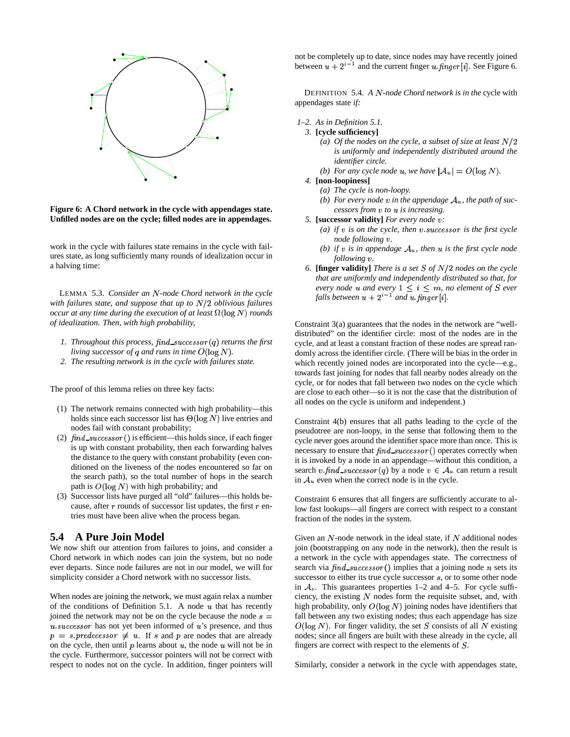**Figure 6: A Chord network in the cycle with appendages state. Unfilled nodes are on the cycle; filled nodes are in appendages.**

work in the cycle with failures state remains in the cycle with failures state, as long sufficiently many rounds of idealization occur in a halving time:

LEMMA 5.3. *Consider an $N$-node Chord network in the cycle with failures state, and suppose that up to $N/2$ oblivious failures occur at any time during the execution of at least $\Omega(\log N)$ rounds of idealization. Then, with high probability,*

1. *Throughout this process, $\mathit{find\_successor}(q)$ returns the first living successor of $q$ and runs in time $O(\log N)$.*
2. *The resulting network is in the cycle with failures state.*

The proof of this lemma relies on three key facts:

(1) The network remains connected with high probability—this holds since each successor list has $\Theta(\log N)$ live entries and nodes fail with constant probability;

(2) $\mathit{find\_successor}()$ is efficient—this holds since, if each finger is up with constant probability, then each forwarding halves the distance to the query with constant probability (even conditioned on the liveness of the nodes encountered so far on the search path), so the total number of hops in the search path is $O(\log N)$ with high probability; and

(3) Successor lists have purged all "old" failures—this holds because, after $r$ rounds of successor list updates, the first $r$ entries must have been alive when the process began.

## 5.4 A Pure Join Model

We now shift our attention from failures to joins, and consider a Chord network in which nodes can join the system, but no node ever departs. Since node failures are not in our model, we will for simplicity consider a Chord network with no successor lists.

When nodes are joining the network, we must again relax a number of the conditions of Definition 5.1. A node $u$ that has recently joined the network may not be on the cycle because the node $s = u.\mathit{successor}$ has not yet been informed of $u$'s presence, and thus $p = s.\mathit{predecessor} \neq u$. If $s$ and $p$ are nodes that are already on the cycle, then until $p$ learns about $u$, the node $u$ will not be in the cycle. Furthermore, successor pointers will not be correct with respect to nodes not on the cycle. In addition, finger pointers will not be completely up to date, since nodes may have recently joined between $u + 2^{i-1}$ and the current finger $u.\mathit{finger}[i]$. See Figure 6.

DEFINITION 5.4. *A $N$-node Chord network is in the* cycle with appendages state *if:*

1–2. *As in Definition 5.1.*

3. **[cycle sufficiency]**
   (a) *Of the nodes on the cycle, a subset of size at least $N/2$ is uniformly and independently distributed around the identifier circle.*
   (b) *For any cycle node $u$, we have $|\mathcal{A}_u| = O(\log N)$.*
4. **[non-loopiness]**
   (a) *The cycle is non-loopy.*
   (b) *For every node $v$ in the appendage $\mathcal{A}_u$, the path of successors from $v$ to $u$ is increasing.*
5. **[successor validity]** *For every node $v$:*
   (a) *if $v$ is on the cycle, then $v.\mathit{successor}$ is the first cycle node following $v$.*
   (b) *if $v$ is in appendage $\mathcal{A}_u$, then $u$ is the first cycle node following $v$.*
6. **[finger validity]** *There is a set $S$ of $N/2$ nodes on the cycle that are uniformly and independently distributed so that, for every node $u$ and every $1 \leq i \leq m$, no element of $S$ ever falls between $u + 2^{i-1}$ and $u.\mathit{finger}[i]$.*

Constraint 3(a) guarantees that the nodes in the network are "well-distributed" on the identifier circle: most of the nodes are in the cycle, and at least a constant fraction of these nodes are spread randomly across the identifier circle. (There will be bias in the order in which recently joined nodes are incorporated into the cycle—e.g., towards fast joining for nodes that fall nearby nodes already on the cycle, or for nodes that fall between two nodes on the cycle which are close to each other—so it is not the case that the distribution of all nodes on the cycle is uniform and independent.)

Constraint 4(b) ensures that all paths leading to the cycle of the pseudotree are non-loopy, in the sense that following them to the cycle never goes around the identifier space more than once. This is necessary to ensure that $\mathit{find\_successor}()$ operates correctly when it is invoked by a node in an appendage—without this condition, a search $v.\mathit{find\_successor}(q)$ by a node $v \in \mathcal{A}_u$ can return a result in $\mathcal{A}_u$ even when the correct node is in the cycle.

Constraint 6 ensures that all fingers are sufficiently accurate to allow fast lookups—all fingers are correct with respect to a constant fraction of the nodes in the system.

Given an $N$-node network in the ideal state, if $N$ additional nodes join (bootstrapping on any node in the network), then the result is a network in the cycle with appendages state. The correctness of search via $\mathit{find\_successor}()$ implies that a joining node $n$ sets its successor to either its true cycle successor $s$, or to some other node in $\mathcal{A}_s$. This guarantees properties 1–2 and 4–5. For cycle sufficiency, the existing $N$ nodes form the requisite subset, and, with high probability, only $O(\log N)$ joining nodes have identifiers that fall between any two existing nodes; thus each appendage has size $O(\log N)$. For finger validity, the set $S$ consists of all $N$ existing nodes; since all fingers are built with these already in the cycle, all fingers are correct with respect to the elements of $S$.

Similarly, consider a network in the cycle with appendages state,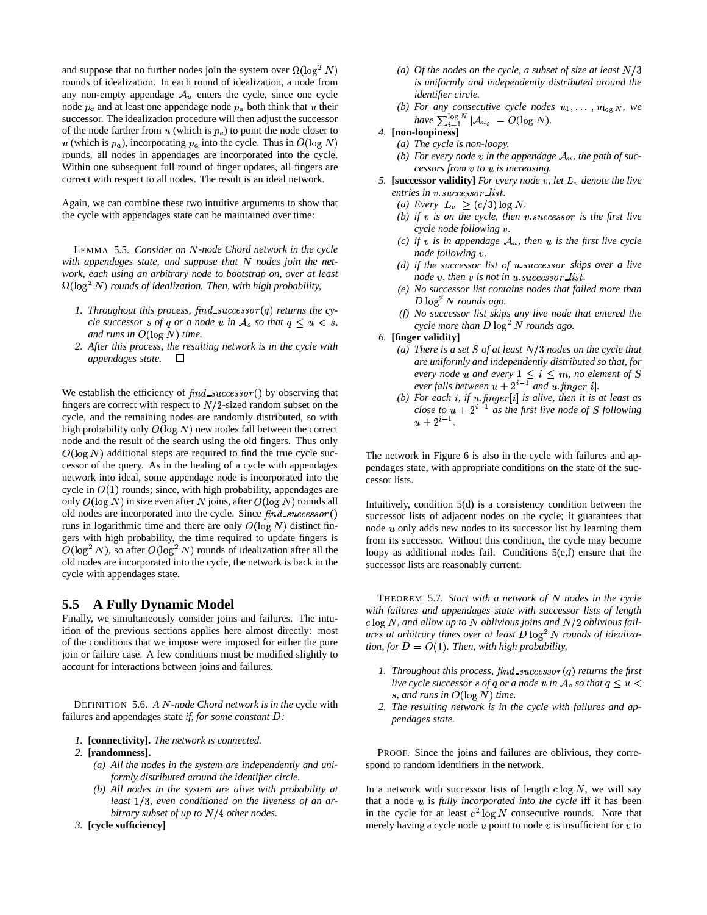and suppose that no further nodes join the system over $\Omega(\log^2 N)$ rounds of idealization. In each round of idealization, a node from any non-empty appendage $\mathcal{A}_u$ enters the cycle, since one cycle node $p_c$ and at least one appendage node $p_a$ both think that $u$ their successor. The idealization procedure will then adjust the successor of the node farther from $u$ (which is $p_c$) to point the node closer to $u$ (which is $p_a$), incorporating $p_a$ into the cycle. Thus in $O(\log N)$ rounds, all nodes in appendages are incorporated into the cycle. Within one subsequent full round of finger updates, all fingers are correct with respect to all nodes. The result is an ideal network.

Again, we can combine these two intuitive arguments to show that the cycle with appendages state can be maintained over time:

LEMMA 5.5. *Consider an $N$-node Chord network in the cycle with appendages state, and suppose that $N$ nodes join the network, each using an arbitrary node to bootstrap on, over at least $\Omega(\log^2 N)$ rounds of idealization. Then, with high probability,*

1. *Throughout this process, $\mathit{find\_successor}(q)$ returns the cycle successor $s$ of $q$ or a node $u$ in $\mathcal{A}_s$ so that $q \le u < s$, and runs in $O(\log N)$ time.*
2. *After this process, the resulting network is in the cycle with appendages state.* □

We establish the efficiency of $\mathit{find\_successor}()$ by observing that fingers are correct with respect to $N/2$-sized random subset on the cycle, and the remaining nodes are randomly distributed, so with high probability only $O(\log N)$ new nodes fall between the correct node and the result of the search using the old fingers. Thus only $O(\log N)$ additional steps are required to find the true cycle successor of the query. As in the healing of a cycle with appendages network into ideal, some appendage node is incorporated into the cycle in $O(1)$ rounds; since, with high probability, appendages are only $O(\log N)$ in size even after $N$ joins, after $O(\log N)$ rounds all old nodes are incorporated into the cycle. Since $\mathit{find\_successor}()$ runs in logarithmic time and there are only $O(\log N)$ distinct fingers with high probability, the time required to update fingers is $O(\log^2 N)$, so after $O(\log^2 N)$ rounds of idealization after all the old nodes are incorporated into the cycle, the network is back in the cycle with appendages state.

## 5.5 A Fully Dynamic Model

Finally, we simultaneously consider joins and failures. The intuition of the previous sections applies here almost directly: most of the conditions that we impose were imposed for either the pure join or failure case. A few conditions must be modified slightly to account for interactions between joins and failures.

DEFINITION 5.6. *A $N$-node Chord network is in the* cycle with failures and appendages state *if, for some constant $D$:*

1. **[connectivity].** *The network is connected.*
2. **[randomness].**
   (a) *All the nodes in the system are independently and uniformly distributed around the identifier circle.*
   (b) *All nodes in the system are alive with probability at least $1/3$, even conditioned on the liveness of an arbitrary subset of up to $N/4$ other nodes.*
3. **[cycle sufficiency]**
   (a) *Of the nodes on the cycle, a subset of size at least $N/3$ is uniformly and independently distributed around the identifier circle.*
   (b) *For any consecutive cycle nodes $u_1, \ldots, u_{\log N}$, we have $\sum_{i=1}^{\log N} |\mathcal{A}_{u_i}| = O(\log N)$.*
4. **[non-loopiness]**
   (a) *The cycle is non-loopy.*
   (b) *For every node $v$ in the appendage $\mathcal{A}_u$, the path of successors from $v$ to $u$ is increasing.*
5. **[successor validity]** *For every node $v$, let $L_v$ denote the live entries in $v.\mathit{successor\_list}$.*
   (a) *Every $|L_v| \ge (c/3)\log N$.*
   (b) *if $v$ is on the cycle, then $v.\mathit{successor}$ is the first live cycle node following $v$.*
   (c) *if $v$ is in appendage $\mathcal{A}_u$, then $u$ is the first live cycle node following $v$.*
   (d) *if the successor list of $u.\mathit{successor}$ skips over a live node $v$, then $v$ is not in $u.\mathit{successor\_list}$.*
   (e) *No successor list contains nodes that failed more than $D\log^2 N$ rounds ago.*
   (f) *No successor list skips any live node that entered the cycle more than $D\log^2 N$ rounds ago.*
6. **[finger validity]**
   (a) *There is a set $S$ of at least $N/3$ nodes on the cycle that are uniformly and independently distributed so that, for every node $u$ and every $1 \le i \le m$, no element of $S$ ever falls between $u + 2^{i-1}$ and $u.\mathit{finger}[i]$.*
   (b) *For each $i$, if $u.\mathit{finger}[i]$ is alive, then it is at least as close to $u + 2^{i-1}$ as the first live node of $S$ following $u + 2^{i-1}$.*

The network in Figure 6 is also in the cycle with failures and appendages state, with appropriate conditions on the state of the successor lists.

Intuitively, condition 5(d) is a consistency condition between the successor lists of adjacent nodes on the cycle; it guarantees that node $u$ only adds new nodes to its successor list by learning them from its successor. Without this condition, the cycle may become loopy as additional nodes fail. Conditions 5(e,f) ensure that the successor lists are reasonably current.

THEOREM 5.7. *Start with a network of $N$ nodes in the cycle with failures and appendages state with successor lists of length $c\log N$, and allow up to $N$ oblivious joins and $N/2$ oblivious failures at arbitrary times over at least $D\log^2 N$ rounds of idealization, for $D = O(1)$. Then, with high probability,*

1. *Throughout this process, $\mathit{find\_successor}(q)$ returns the first live cycle successor $s$ of $q$ or a node $u$ in $\mathcal{A}_s$ so that $q \le u < s$, and runs in $O(\log N)$ time.*
2. *The resulting network is in the cycle with failures and appendages state.*

PROOF. Since the joins and failures are oblivious, they correspond to random identifiers in the network.

In a network with successor lists of length $c\log N$, we will say that a node $u$ is *fully incorporated into the cycle* iff it has been in the cycle for at least $c^2\log N$ consecutive rounds. Note that merely having a cycle node $u$ point to node $v$ is insufficient for $v$ to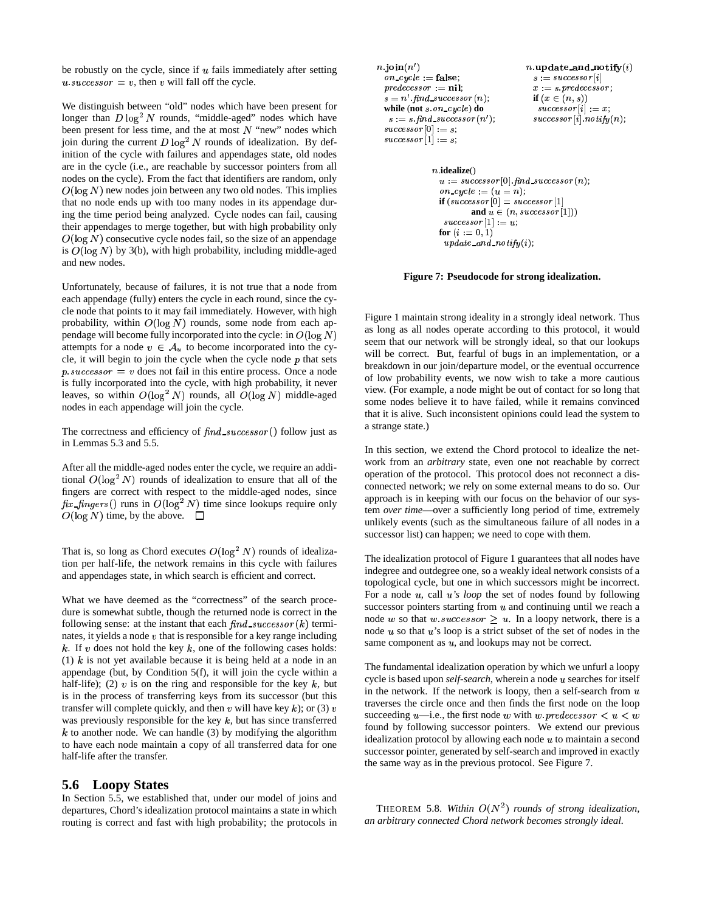be robustly on the cycle, since if $u$ fails immediately after setting $u.successor = v$, then $v$ will fall off the cycle.

We distinguish between "old" nodes which have been present for longer than $D \log^2 N$ rounds, "middle-aged" nodes which have been present for less time, and the at most $N$ "new" nodes which join during the current $D \log^2 N$ rounds of idealization. By definition of the cycle with failures and appendages state, old nodes are in the cycle (i.e., are reachable by successor pointers from all nodes on the cycle). From the fact that identifiers are random, only $O(\log N)$ new nodes join between any two old nodes. This implies that no node ends up with too many nodes in its appendage during the time period being analyzed. Cycle nodes can fail, causing their appendages to merge together, but with high probability only $O(\log N)$ consecutive cycle nodes fail, so the size of an appendage is $O(\log N)$ by 3(b), with high probability, including middle-aged and new nodes.

Unfortunately, because of failures, it is not true that a node from each appendage (fully) enters the cycle in each round, since the cycle node that points to it may fail immediately. However, with high probability, within $O(\log N)$ rounds, some node from each appendage will become fully incorporated into the cycle: in $O(\log N)$ attempts for a node $v \in \mathcal{A}_u$ to become incorporated into the cycle, it will begin to join the cycle when the cycle node $p$ that sets $p.successor = v$ does not fail in this entire process. Once a node is fully incorporated into the cycle, with high probability, it never leaves, so within $O(\log^2 N)$ rounds, all $O(\log N)$ middle-aged nodes in each appendage will join the cycle.

The correctness and efficiency of *find_successor*() follow just as in Lemmas 5.3 and 5.5.

After all the middle-aged nodes enter the cycle, we require an additional $O(\log^2 N)$ rounds of idealization to ensure that all of the fingers are correct with respect to the middle-aged nodes, since *fix_fingers*() runs in $O(\log^2 N)$ time since lookups require only $O(\log N)$ time, by the above. □

That is, so long as Chord executes $O(\log^2 N)$ rounds of idealization per half-life, the network remains in this cycle with failures and appendages state, in which search is efficient and correct.

What we have deemed as the "correctness" of the search procedure is somewhat subtle, though the returned node is correct in the following sense: at the instant that each *find_successor*($k$) terminates, it yields a node $v$ that is responsible for a key range including $k$. If $v$ does not hold the key $k$, one of the following cases holds: (1) $k$ is not yet available because it is being held at a node in an appendage (but, by Condition 5(f), it will join the cycle within a half-life); (2) $v$ is on the ring and responsible for the key $k$, but is in the process of transferring keys from its successor (but this transfer will complete quickly, and then $v$ will have key $k$); or (3) $v$ was previously responsible for the key $k$, but has since transferred $k$ to another node. We can handle (3) by modifying the algorithm to have each node maintain a copy of all transferred data for one half-life after the transfer.

## 5.6 Loopy States

In Section 5.5, we established that, under our model of joins and departures, Chord's idealization protocol maintains a state in which routing is correct and fast with high probability; the protocols in

```
n.join(n')
  on_cycle := false;
  predecessor := nil;
  s = n'.find_successor(n);
  while (not s.on_cycle) do
    s := s.find_successor(n');
  successor[0] := s;
  successor[1] := s;

n.update_and_notify(i)
  s := successor[i]
  x := s.predecessor;
  if (x ∈ (n, s))
    successor[i] := x;
  successor[i].notify(n);

n.idealize()
  u := successor[0].find_successor(n);
  on_cycle := (u = n);
  if (successor[0] = successor[1]
        and u ∈ (n, successor[1]))
    successor[1] := u;
  for (i := 0, 1)
    update_and_notify(i);
```

**Figure 7: Pseudocode for strong idealization.**

Figure 1 maintain strong ideality in a strongly ideal network. Thus as long as all nodes operate according to this protocol, it would seem that our network will be strongly ideal, so that our lookups will be correct. But, fearful of bugs in an implementation, or a breakdown in our join/departure model, or the eventual occurrence of low probability events, we now wish to take a more cautious view. (For example, a node might be out of contact for so long that some nodes believe it to have failed, while it remains convinced that it is alive. Such inconsistent opinions could lead the system to a strange state.)

In this section, we extend the Chord protocol to idealize the network from an *arbitrary* state, even one not reachable by correct operation of the protocol. This protocol does not reconnect a disconnected network; we rely on some external means to do so. Our approach is in keeping with our focus on the behavior of our system *over time*—over a sufficiently long period of time, extremely unlikely events (such as the simultaneous failure of all nodes in a successor list) can happen; we need to cope with them.

The idealization protocol of Figure 1 guarantees that all nodes have indegree and outdegree one, so a weakly ideal network consists of a topological cycle, but one in which successors might be incorrect. For a node $u$, call *$u$'s loop* the set of nodes found by following successor pointers starting from $u$ and continuing until we reach a node $w$ so that $w.successor \geq u$. In a loopy network, there is a node $u$ so that $u$'s loop is a strict subset of the set of nodes in the same component as $u$, and lookups may not be correct.

The fundamental idealization operation by which we unfurl a loopy cycle is based upon *self-search*, wherein a node $u$ searches for itself in the network. If the network is loopy, then a self-search from $u$ traverses the circle once and then finds the first node on the loop succeeding $u$—i.e., the first node $w$ with $w.predecessor < u < w$ found by following successor pointers. We extend our previous idealization protocol by allowing each node $u$ to maintain a second successor pointer, generated by self-search and improved in exactly the same way as in the previous protocol. See Figure 7.

THEOREM 5.8. *Within $O(N^2)$ rounds of strong idealization, an arbitrary connected Chord network becomes strongly ideal.*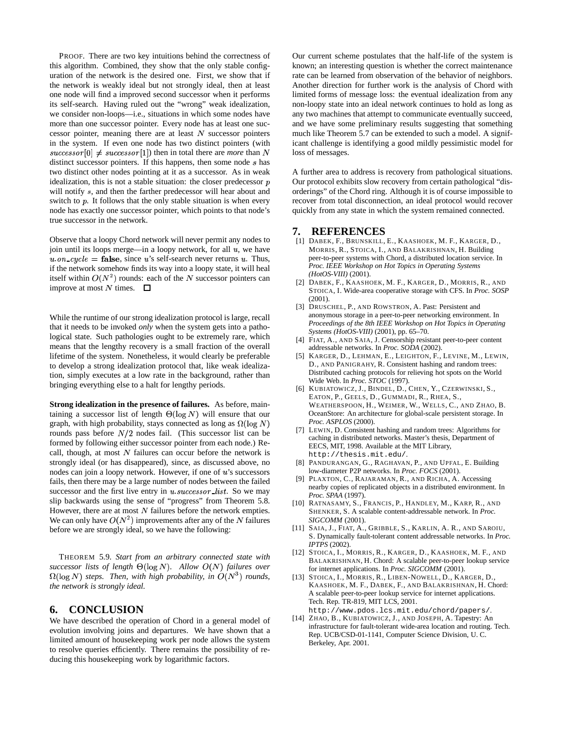PROOF. There are two key intuitions behind the correctness of this algorithm. Combined, they show that the only stable configuration of the network is the desired one. First, we show that if the network is weakly ideal but not strongly ideal, then at least one node will find a improved second successor when it performs its self-search. Having ruled out the "wrong" weak idealization, we consider non-loops—i.e., situations in which some nodes have more than one successor pointer. Every node has at least one successor pointer, meaning there are at least $N$ successor pointers in the system. If even one node has two distinct pointers (with $successor[0] \neq successor[1]$) then in total there are *more* than $N$ distinct successor pointers. If this happens, then some node $s$ has two distinct other nodes pointing at it as a successor. As in weak idealization, this is not a stable situation: the closer predecessor $p$ will notify $s$, and then the farther predecessor will hear about and switch to $p$. It follows that the only stable situation is when every node has exactly one successor pointer, which points to that node's true successor in the network.

Observe that a loopy Chord network will never permit any nodes to join until its loops merge—in a loopy network, for all $u$, we have $u.on\_cycle = \textbf{false}$, since $u$'s self-search never returns $u$. Thus, if the network somehow finds its way into a loopy state, it will heal itself within $O(N^2)$ rounds: each of the $N$ successor pointers can improve at most $N$ times. □

While the runtime of our strong idealization protocol is large, recall that it needs to be invoked *only* when the system gets into a pathological state. Such pathologies ought to be extremely rare, which means that the lengthy recovery is a small fraction of the overall lifetime of the system. Nonetheless, it would clearly be preferable to develop a strong idealization protocol that, like weak idealization, simply executes at a low rate in the background, rather than bringing everything else to a halt for lengthy periods.

**Strong idealization in the presence of failures.** As before, maintaining a successor list of length $\Theta(\log N)$ will ensure that our graph, with high probability, stays connected as long as $\Omega(\log N)$ rounds pass before $N/2$ nodes fail. (This successor list can be formed by following either successor pointer from each node.) Recall, though, at most $N$ failures can occur before the network is strongly ideal (or has disappeared), since, as discussed above, no nodes can join a loopy network. However, if one of $u$'s successors fails, then there may be a large number of nodes between the failed successor and the first live entry in $u.successor\_list$. So we may slip backwards using the sense of "progress" from Theorem 5.8. However, there are at most $N$ failures before the network empties. We can only have $O(N^2)$ improvements after any of the $N$ failures before we are strongly ideal, so we have the following:

THEOREM 5.9. *Start from an arbitrary connected state with successor lists of length $\Theta(\log N)$. Allow $O(N)$ failures over $\Omega(\log N)$ steps. Then, with high probability, in $O(N^3)$ rounds, the network is strongly ideal.*

## 6. CONCLUSION

We have described the operation of Chord in a general model of evolution involving joins and departures. We have shown that a limited amount of housekeeping work per node allows the system to resolve queries efficiently. There remains the possibility of reducing this housekeeping work by logarithmic factors.

Our current scheme postulates that the half-life of the system is known; an interesting question is whether the correct maintenance rate can be learned from observation of the behavior of neighbors. Another direction for further work is the analysis of Chord with limited forms of message loss: the eventual idealization from any non-loopy state into an ideal network continues to hold as long as any two machines that attempt to communicate eventually succeed, and we have some preliminary results suggesting that something much like Theorem 5.7 can be extended to such a model. A significant challenge is identifying a good mildly pessimistic model for loss of messages.

A further area to address is recovery from pathological situations. Our protocol exhibits slow recovery from certain pathological "disorderings" of the Chord ring. Although it is of course impossible to recover from total disconnection, an ideal protocol would recover quickly from any state in which the system remained connected.

## 7. REFERENCES

[1] DABEK, F., BRUNSKILL, E., KAASHOEK, M. F., KARGER, D., MORRIS, R., STOICA, I., AND BALAKRISHNAN, H. Building peer-to-peer systems with Chord, a distributed location service. In *Proc. IEEE Workshop on Hot Topics in Operating Systems (HotOS-VIII)* (2001).

[2] DABEK, F., KAASHOEK, M. F., KARGER, D., MORRIS, R., AND STOICA, I. Wide-area cooperative storage with CFS. In *Proc. SOSP* (2001).

[3] DRUSCHEL, P., AND ROWSTRON, A. Past: Persistent and anonymous storage in a peer-to-peer networking environment. In *Proceedings of the 8th IEEE Workshop on Hot Topics in Operating Systems (HotOS-VIII)* (2001), pp. 65–70.

[4] FIAT, A., AND SAIA, J. Censorship resistant peer-to-peer content addressable networks. In *Proc. SODA* (2002).

[5] KARGER, D., LEHMAN, E., LEIGHTON, F., LEVINE, M., LEWIN, D., AND PANIGRAHY, R. Consistent hashing and random trees: Distributed caching protocols for relieving hot spots on the World Wide Web. In *Proc. STOC* (1997).

[6] KUBIATOWICZ, J., BINDEL, D., CHEN, Y., CZERWINSKI, S., EATON, P., GEELS, D., GUMMADI, R., RHEA, S., WEATHERSPOON, H., WEIMER, W., WELLS, C., AND ZHAO, B. OceanStore: An architecture for global-scale persistent storage. In *Proc. ASPLOS* (2000).

[7] LEWIN, D. Consistent hashing and random trees: Algorithms for caching in distributed networks. Master's thesis, Department of EECS, MIT, 1998. Available at the MIT Library, `http://thesis.mit.edu/`.

[8] PANDURANGAN, G., RAGHAVAN, P., AND UPFAL, E. Building low-diameter P2P networks. In *Proc. FOCS* (2001).

[9] PLAXTON, C., RAJARAMAN, R., AND RICHA, A. Accessing nearby copies of replicated objects in a distributed environment. In *Proc. SPAA* (1997).

[10] RATNASAMY, S., FRANCIS, P., HANDLEY, M., KARP, R., AND SHENKER, S. A scalable content-addressable network. In *Proc. SIGCOMM* (2001).

[11] SAIA, J., FIAT, A., GRIBBLE, S., KARLIN, A. R., AND SAROIU, S. Dynamically fault-tolerant content addressable networks. In *Proc. IPTPS* (2002).

[12] STOICA, I., MORRIS, R., KARGER, D., KAASHOEK, M. F., AND BALAKRISHNAN, H. Chord: A scalable peer-to-peer lookup service for internet applications. In *Proc. SIGCOMM* (2001).

[13] STOICA, I., MORRIS, R., LIBEN-NOWELL, D., KARGER, D., KAASHOEK, M. F., DABEK, F., AND BALAKRISHNAN, H. Chord: A scalable peer-to-peer lookup service for internet applications. Tech. Rep. TR-819, MIT LCS, 2001. `http://www.pdos.lcs.mit.edu/chord/papers/`.

[14] ZHAO, B., KUBIATOWICZ, J., AND JOSEPH, A. Tapestry: An infrastructure for fault-tolerant wide-area location and routing. Tech. Rep. UCB/CSD-01-1141, Computer Science Division, U. C. Berkeley, Apr. 2001.